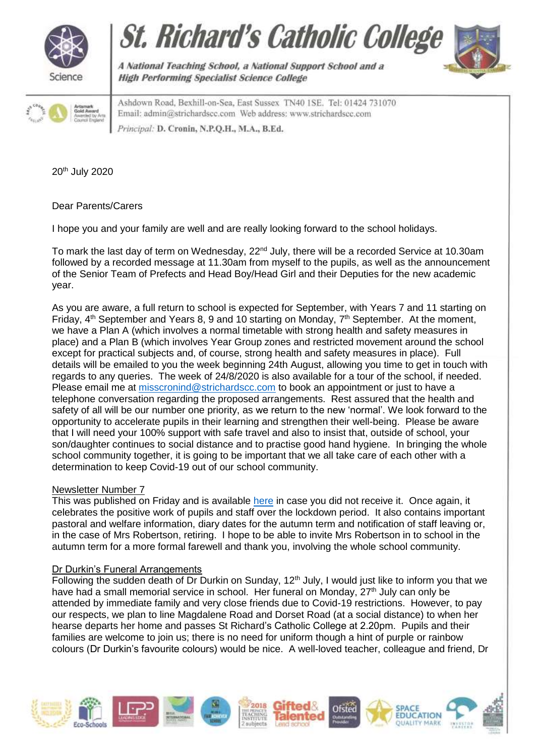# St. Richard's Catholic College

*A National Teaching School, a National Support School and a High Performing Specialist Science College*

Ashdown Road, Bexhill-on-Sea, East Sussex TN40 1SE. Tel: 01424 731070
Email: admin@strichardscc.com Web address: www.strichardscc.com

*Principal:* **D. Cronin, N.P.Q.H., M.A., B.Ed.**

20th July 2020

Dear Parents/Carers

I hope you and your family are well and are really looking forward to the school holidays.

To mark the last day of term on Wednesday, 22nd July, there will be a recorded Service at 10.30am followed by a recorded message at 11.30am from myself to the pupils, as well as the announcement of the Senior Team of Prefects and Head Boy/Head Girl and their Deputies for the new academic year.

As you are aware, a full return to school is expected for September, with Years 7 and 11 starting on Friday, 4th September and Years 8, 9 and 10 starting on Monday, 7th September. At the moment, we have a Plan A (which involves a normal timetable with strong health and safety measures in place) and a Plan B (which involves Year Group zones and restricted movement around the school except for practical subjects and, of course, strong health and safety measures in place). Full details will be emailed to you the week beginning 24th August, allowing you time to get in touch with regards to any queries. The week of 24/8/2020 is also available for a tour of the school, if needed. Please email me at misscronind@strichardscc.com to book an appointment or just to have a telephone conversation regarding the proposed arrangements. Rest assured that the health and safety of all will be our number one priority, as we return to the new 'normal'. We look forward to the opportunity to accelerate pupils in their learning and strengthen their well-being. Please be aware that I will need your 100% support with safe travel and also to insist that, outside of school, your son/daughter continues to social distance and to practise good hand hygiene. In bringing the whole school community together, it is going to be important that we all take care of each other with a determination to keep Covid-19 out of our school community.

<u>Newsletter Number 7</u>

This was published on Friday and is available here in case you did not receive it. Once again, it celebrates the positive work of pupils and staff over the lockdown period. It also contains important pastoral and welfare information, diary dates for the autumn term and notification of staff leaving or, in the case of Mrs Robertson, retiring. I hope to be able to invite Mrs Robertson in to school in the autumn term for a more formal farewell and thank you, involving the whole school community.

<u>Dr Durkin's Funeral Arrangements</u>

Following the sudden death of Dr Durkin on Sunday, 12th July, I would just like to inform you that we have had a small memorial service in school. Her funeral on Monday, 27th July can only be attended by immediate family and very close friends due to Covid-19 restrictions. However, to pay our respects, we plan to line Magdalene Road and Dorset Road (at a social distance) to when her hearse departs her home and passes St Richard's Catholic College at 2.20pm. Pupils and their families are welcome to join us; there is no need for uniform though a hint of purple or rainbow colours (Dr Durkin's favourite colours) would be nice. A well-loved teacher, colleague and friend, Dr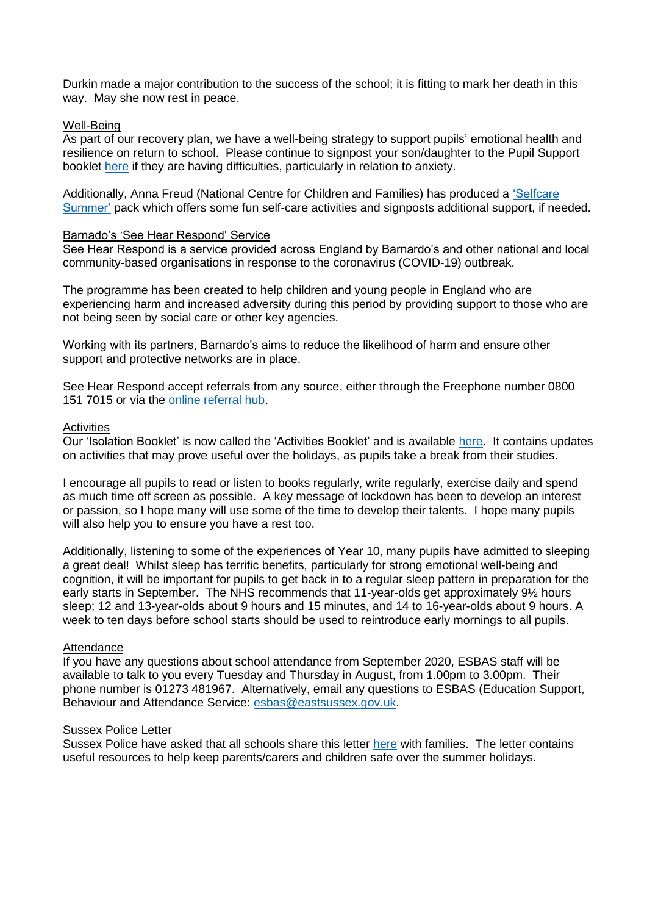Durkin made a major contribution to the success of the school; it is fitting to mark her death in this way. May she now rest in peace.

## Well-Being

As part of our recovery plan, we have a well-being strategy to support pupils' emotional health and resilience on return to school. Please continue to signpost your son/daughter to the Pupil Support booklet here if they are having difficulties, particularly in relation to anxiety.

Additionally, Anna Freud (National Centre for Children and Families) has produced a 'Selfcare Summer' pack which offers some fun self-care activities and signposts additional support, if needed.

## Barnado's 'See Hear Respond' Service

See Hear Respond is a service provided across England by Barnardo's and other national and local community-based organisations in response to the coronavirus (COVID-19) outbreak.

The programme has been created to help children and young people in England who are experiencing harm and increased adversity during this period by providing support to those who are not being seen by social care or other key agencies.

Working with its partners, Barnardo's aims to reduce the likelihood of harm and ensure other support and protective networks are in place.

See Hear Respond accept referrals from any source, either through the Freephone number 0800 151 7015 or via the online referral hub.

## Activities

Our 'Isolation Booklet' is now called the 'Activities Booklet' and is available here. It contains updates on activities that may prove useful over the holidays, as pupils take a break from their studies.

I encourage all pupils to read or listen to books regularly, write regularly, exercise daily and spend as much time off screen as possible. A key message of lockdown has been to develop an interest or passion, so I hope many will use some of the time to develop their talents. I hope many pupils will also help you to ensure you have a rest too.

Additionally, listening to some of the experiences of Year 10, many pupils have admitted to sleeping a great deal! Whilst sleep has terrific benefits, particularly for strong emotional well-being and cognition, it will be important for pupils to get back in to a regular sleep pattern in preparation for the early starts in September. The NHS recommends that 11-year-olds get approximately 9½ hours sleep; 12 and 13-year-olds about 9 hours and 15 minutes, and 14 to 16-year-olds about 9 hours. A week to ten days before school starts should be used to reintroduce early mornings to all pupils.

## Attendance

If you have any questions about school attendance from September 2020, ESBAS staff will be available to talk to you every Tuesday and Thursday in August, from 1.00pm to 3.00pm. Their phone number is 01273 481967. Alternatively, email any questions to ESBAS (Education Support, Behaviour and Attendance Service: esbas@eastsussex.gov.uk.

## Sussex Police Letter

Sussex Police have asked that all schools share this letter here with families. The letter contains useful resources to help keep parents/carers and children safe over the summer holidays.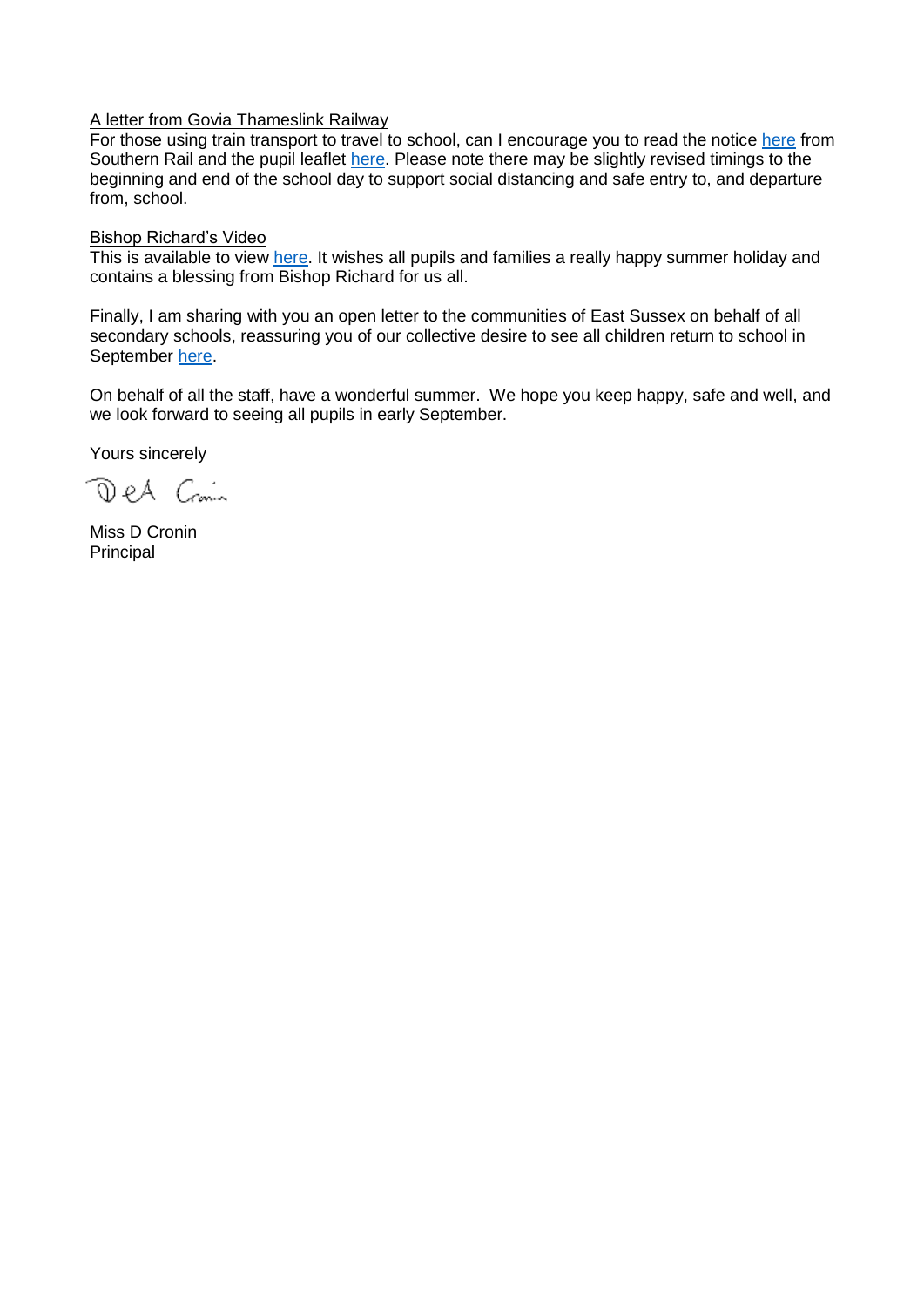A letter from Govia Thameslink Railway

For those using train transport to travel to school, can I encourage you to read the notice here from Southern Rail and the pupil leaflet here. Please note there may be slightly revised timings to the beginning and end of the school day to support social distancing and safe entry to, and departure from, school.

Bishop Richard's Video

This is available to view here. It wishes all pupils and families a really happy summer holiday and contains a blessing from Bishop Richard for us all.

Finally, I am sharing with you an open letter to the communities of East Sussex on behalf of all secondary schools, reassuring you of our collective desire to see all children return to school in September here.

On behalf of all the staff, have a wonderful summer. We hope you keep happy, safe and well, and we look forward to seeing all pupils in early September.

Yours sincerely

Miss D Cronin
Principal